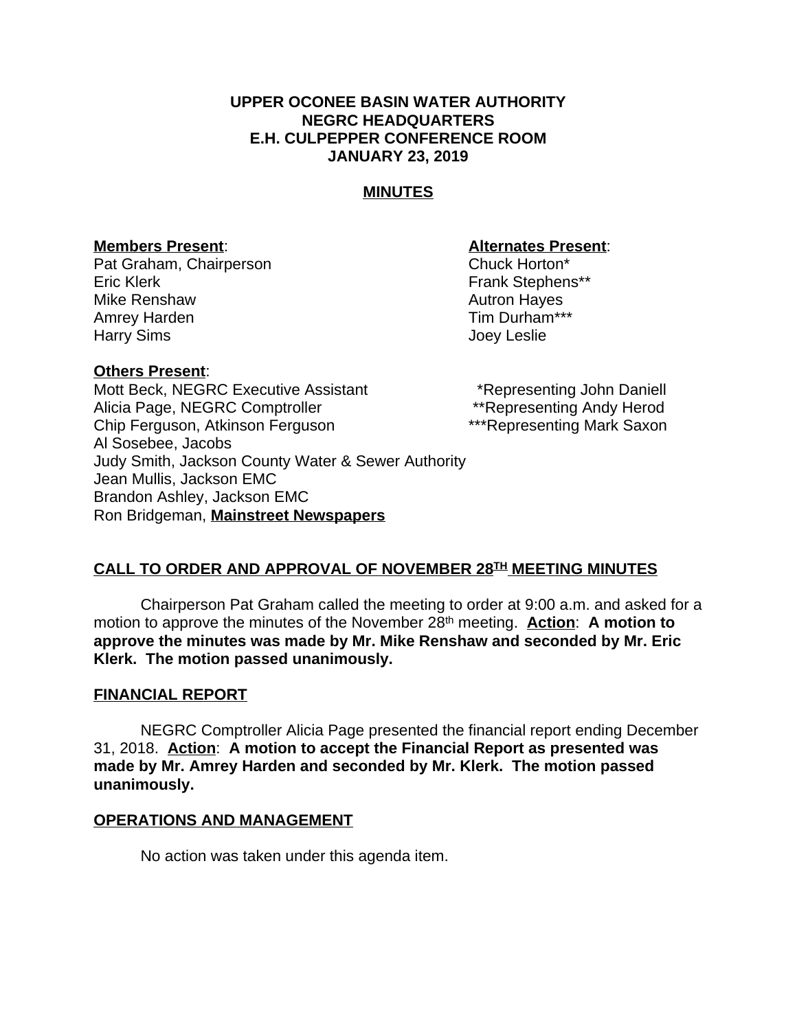**UPPER OCONEE BASIN WATER AUTHORITY**
**NEGRC HEADQUARTERS**
**E.H. CULPEPPER CONFERENCE ROOM**
**JANUARY 23, 2019**

**MINUTES**

**Members Present**:
Pat Graham, Chairperson
Eric Klerk
Mike Renshaw
Amrey Harden
Harry Sims

**Alternates Present**:
Chuck Horton*
Frank Stephens**
Autron Hayes
Tim Durham***
Joey Leslie

**Others Present**:
Mott Beck, NEGRC Executive Assistant
Alicia Page, NEGRC Comptroller
Chip Ferguson, Atkinson Ferguson
Al Sosebee, Jacobs
Judy Smith, Jackson County Water & Sewer Authority
Jean Mullis, Jackson EMC
Brandon Ashley, Jackson EMC
Ron Bridgeman, **Mainstreet Newspapers**

*Representing John Daniell
**Representing Andy Herod
***Representing Mark Saxon

## CALL TO ORDER AND APPROVAL OF NOVEMBER 28TH MEETING MINUTES

Chairperson Pat Graham called the meeting to order at 9:00 a.m. and asked for a motion to approve the minutes of the November 28th meeting. **Action**: **A motion to approve the minutes was made by Mr. Mike Renshaw and seconded by Mr. Eric Klerk. The motion passed unanimously.**

## FINANCIAL REPORT

NEGRC Comptroller Alicia Page presented the financial report ending December 31, 2018. **Action**: **A motion to accept the Financial Report as presented was made by Mr. Amrey Harden and seconded by Mr. Klerk. The motion passed unanimously.**

## OPERATIONS AND MANAGEMENT

No action was taken under this agenda item.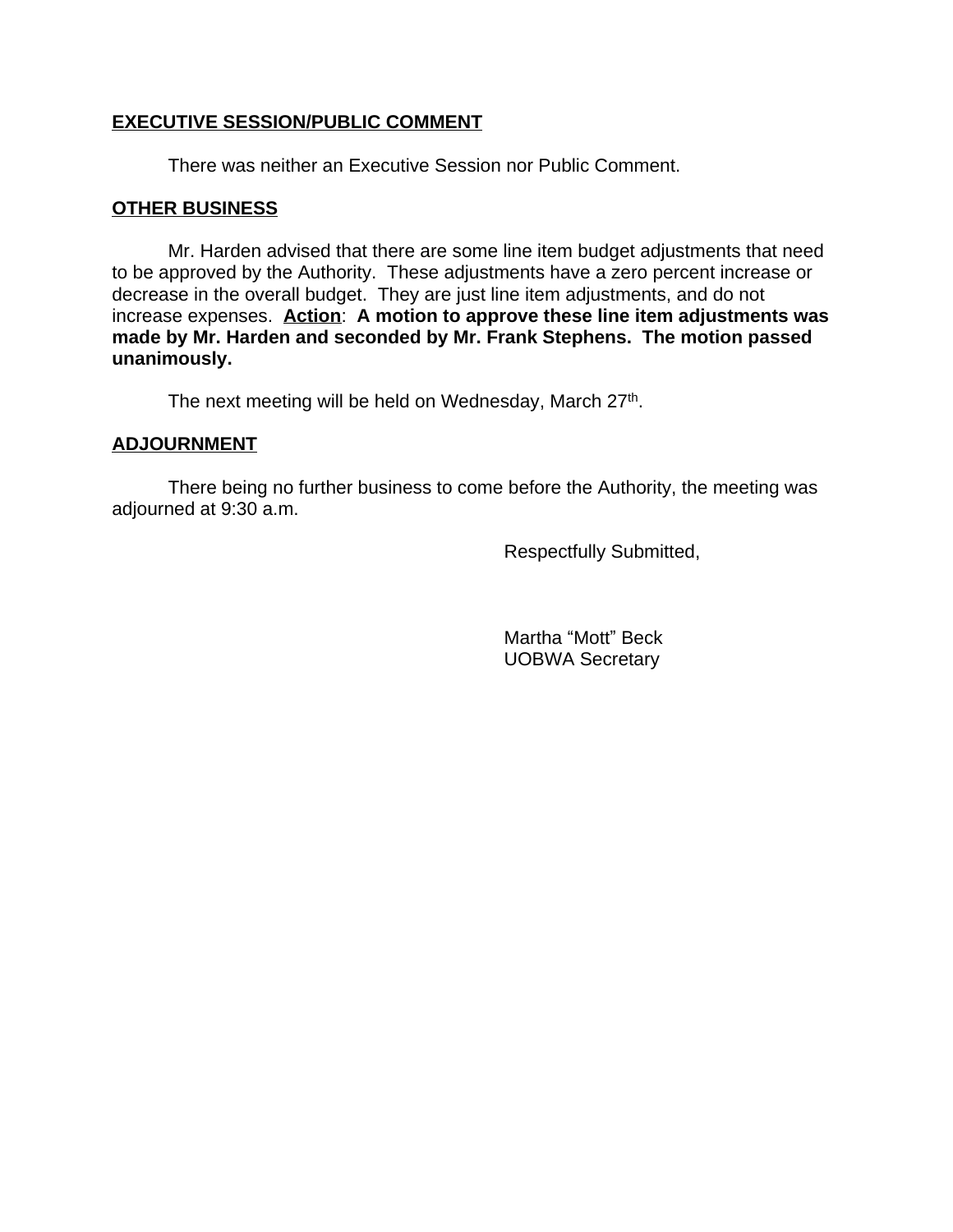## **EXECUTIVE SESSION/PUBLIC COMMENT**

There was neither an Executive Session nor Public Comment.

## **OTHER BUSINESS**

Mr. Harden advised that there are some line item budget adjustments that need to be approved by the Authority. These adjustments have a zero percent increase or decrease in the overall budget. They are just line item adjustments, and do not increase expenses. **Action**: **A motion to approve these line item adjustments was made by Mr. Harden and seconded by Mr. Frank Stephens. The motion passed unanimously.**

The next meeting will be held on Wednesday, March 27th.

## **ADJOURNMENT**

There being no further business to come before the Authority, the meeting was adjourned at 9:30 a.m.

Respectfully Submitted,

Martha "Mott" Beck
UOBWA Secretary